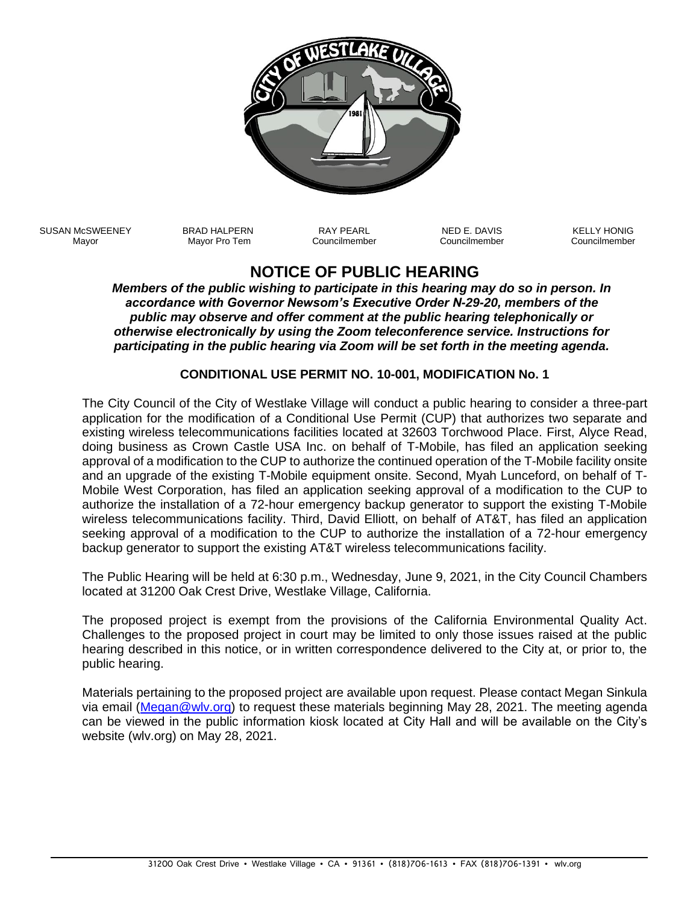| SUSAN McSWEENEY | BRAD HALPERN | RAY PEARL | NED E. DAVIS | KELLY HONIG |
| --- | --- | --- | --- | --- |
| Mayor | Mayor Pro Tem | Councilmember | Councilmember | Councilmember |

# NOTICE OF PUBLIC HEARING

***Members of the public wishing to participate in this hearing may do so in person. In accordance with Governor Newsom's Executive Order N-29-20, members of the public may observe and offer comment at the public hearing telephonically or otherwise electronically by using the Zoom teleconference service. Instructions for participating in the public hearing via Zoom will be set forth in the meeting agenda.***

## CONDITIONAL USE PERMIT NO. 10-001, MODIFICATION No. 1

The City Council of the City of Westlake Village will conduct a public hearing to consider a three-part application for the modification of a Conditional Use Permit (CUP) that authorizes two separate and existing wireless telecommunications facilities located at 32603 Torchwood Place. First, Alyce Read, doing business as Crown Castle USA Inc. on behalf of T-Mobile, has filed an application seeking approval of a modification to the CUP to authorize the continued operation of the T-Mobile facility onsite and an upgrade of the existing T-Mobile equipment onsite. Second, Myah Lunceford, on behalf of T-Mobile West Corporation, has filed an application seeking approval of a modification to the CUP to authorize the installation of a 72-hour emergency backup generator to support the existing T-Mobile wireless telecommunications facility. Third, David Elliott, on behalf of AT&T, has filed an application seeking approval of a modification to the CUP to authorize the installation of a 72-hour emergency backup generator to support the existing AT&T wireless telecommunications facility.

The Public Hearing will be held at 6:30 p.m., Wednesday, June 9, 2021, in the City Council Chambers located at 31200 Oak Crest Drive, Westlake Village, California.

The proposed project is exempt from the provisions of the California Environmental Quality Act. Challenges to the proposed project in court may be limited to only those issues raised at the public hearing described in this notice, or in written correspondence delivered to the City at, or prior to, the public hearing.

Materials pertaining to the proposed project are available upon request. Please contact Megan Sinkula via email (Megan@wlv.org) to request these materials beginning May 28, 2021. The meeting agenda can be viewed in the public information kiosk located at City Hall and will be available on the City's website (wlv.org) on May 28, 2021.

31200 Oak Crest Drive • Westlake Village • CA • 91361 • (818)706-1613 • FAX (818)706-1391 • wlv.org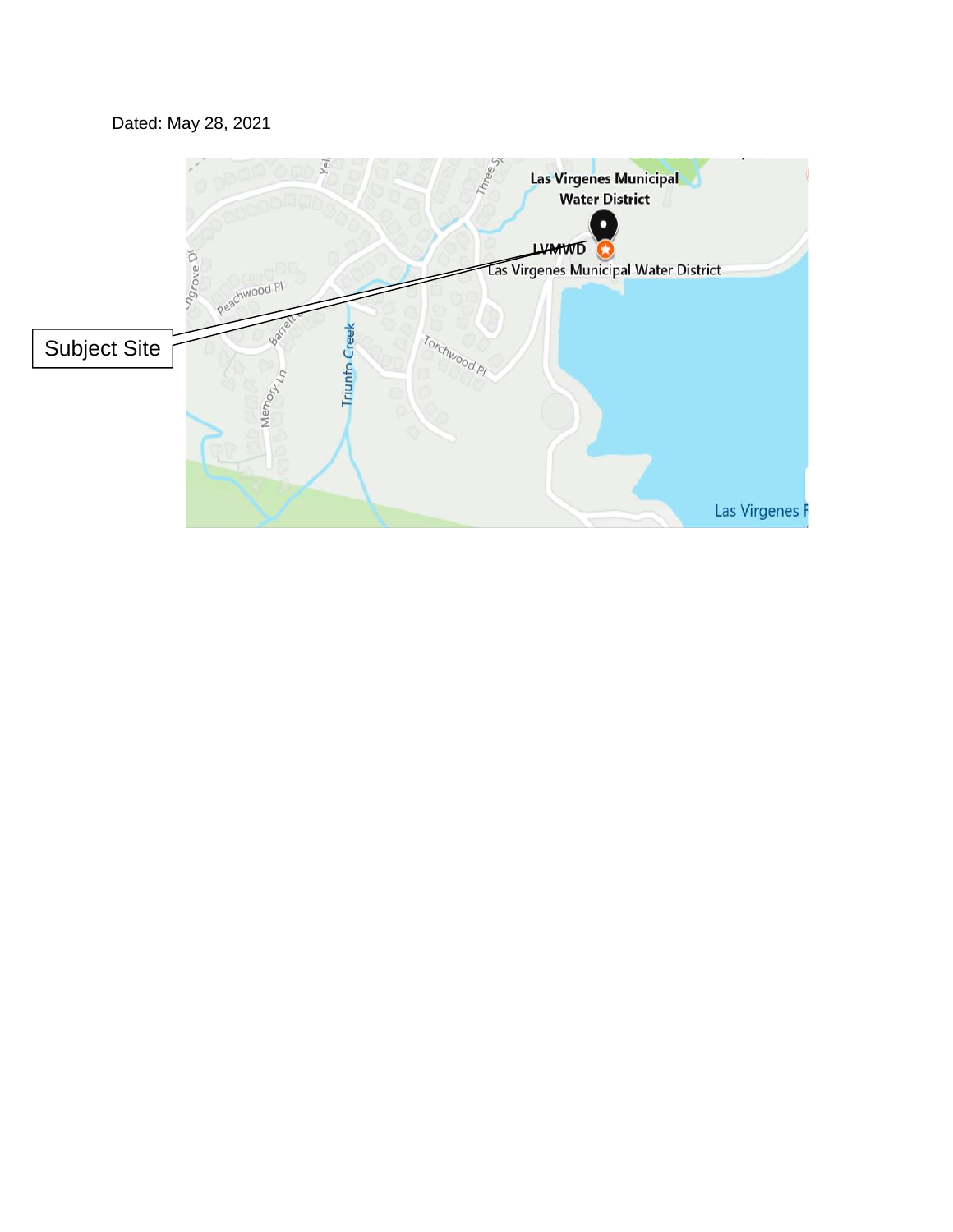Dated: May 28, 2021

Las Virgenes Municipal Water District

LVMWD

Las Virgenes Municipal Water District

Subject Site

Peachwood Pl

Barrett

Memory Ln

Triunfo Creek

Torchwood Pl

Las Virgenes R